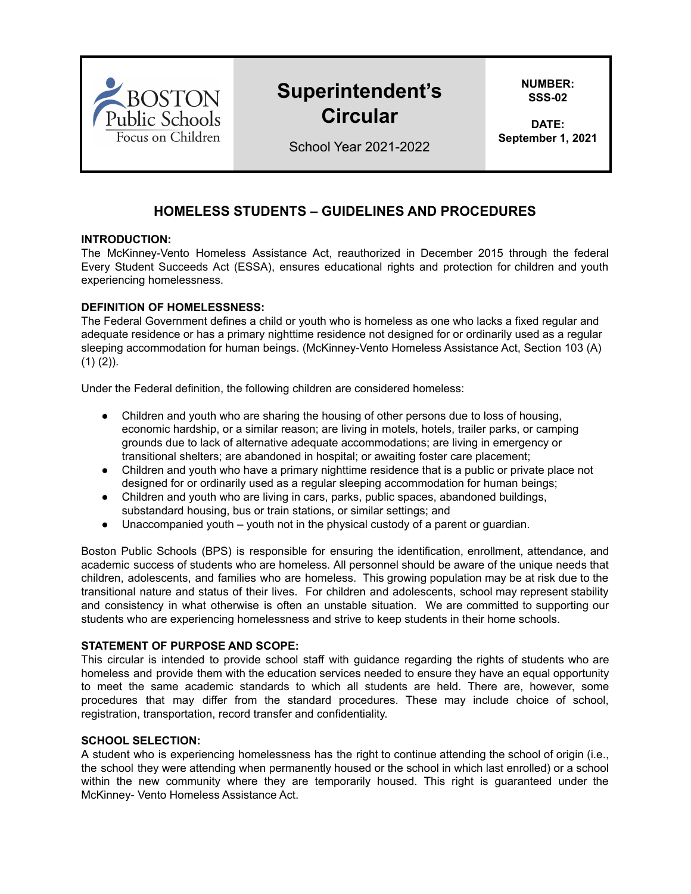**BOSTON Public Schools**
Focus on Children

# Superintendent's Circular

School Year 2021-2022

**NUMBER:**
**SSS-02**

**DATE:**
**September 1, 2021**

## HOMELESS STUDENTS – GUIDELINES AND PROCEDURES

**INTRODUCTION:**
The McKinney-Vento Homeless Assistance Act, reauthorized in December 2015 through the federal Every Student Succeeds Act (ESSA), ensures educational rights and protection for children and youth experiencing homelessness.

**DEFINITION OF HOMELESSNESS:**
The Federal Government defines a child or youth who is homeless as one who lacks a fixed regular and adequate residence or has a primary nighttime residence not designed for or ordinarily used as a regular sleeping accommodation for human beings. (McKinney-Vento Homeless Assistance Act, Section 103 (A) (1) (2)).

Under the Federal definition, the following children are considered homeless:

- Children and youth who are sharing the housing of other persons due to loss of housing, economic hardship, or a similar reason; are living in motels, hotels, trailer parks, or camping grounds due to lack of alternative adequate accommodations; are living in emergency or transitional shelters; are abandoned in hospital; or awaiting foster care placement;
- Children and youth who have a primary nighttime residence that is a public or private place not designed for or ordinarily used as a regular sleeping accommodation for human beings;
- Children and youth who are living in cars, parks, public spaces, abandoned buildings, substandard housing, bus or train stations, or similar settings; and
- Unaccompanied youth – youth not in the physical custody of a parent or guardian.

Boston Public Schools (BPS) is responsible for ensuring the identification, enrollment, attendance, and academic success of students who are homeless. All personnel should be aware of the unique needs that children, adolescents, and families who are homeless. This growing population may be at risk due to the transitional nature and status of their lives. For children and adolescents, school may represent stability and consistency in what otherwise is often an unstable situation. We are committed to supporting our students who are experiencing homelessness and strive to keep students in their home schools.

**STATEMENT OF PURPOSE AND SCOPE:**
This circular is intended to provide school staff with guidance regarding the rights of students who are homeless and provide them with the education services needed to ensure they have an equal opportunity to meet the same academic standards to which all students are held. There are, however, some procedures that may differ from the standard procedures. These may include choice of school, registration, transportation, record transfer and confidentiality.

**SCHOOL SELECTION:**
A student who is experiencing homelessness has the right to continue attending the school of origin (i.e., the school they were attending when permanently housed or the school in which last enrolled) or a school within the new community where they are temporarily housed. This right is guaranteed under the McKinney- Vento Homeless Assistance Act.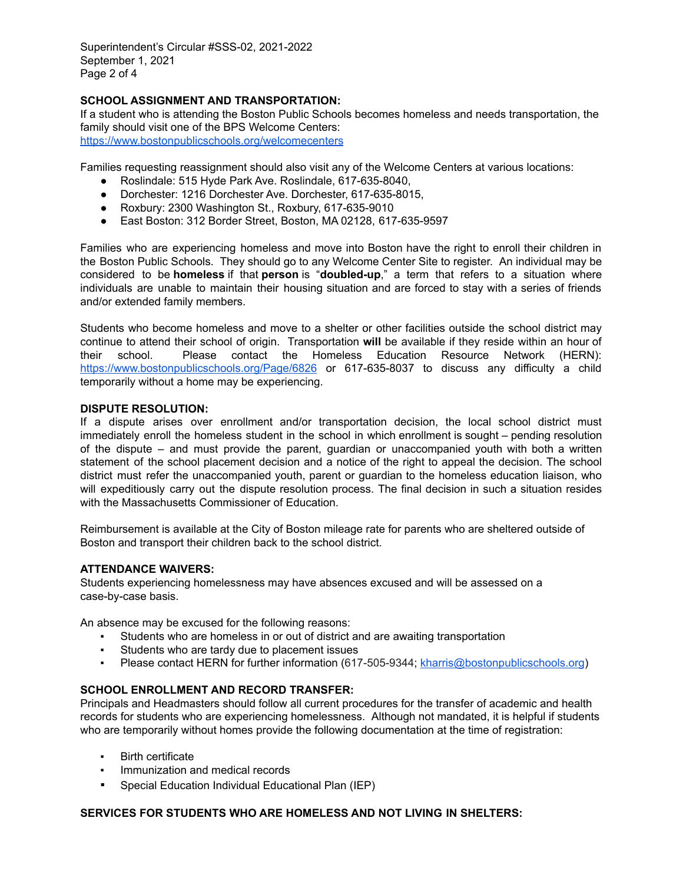**SCHOOL ASSIGNMENT AND TRANSPORTATION:**

If a student who is attending the Boston Public Schools becomes homeless and needs transportation, the family should visit one of the BPS Welcome Centers: https://www.bostonpublicschools.org/welcomecenters

Families requesting reassignment should also visit any of the Welcome Centers at various locations:

- Roslindale: 515 Hyde Park Ave. Roslindale, 617-635-8040,
- Dorchester: 1216 Dorchester Ave. Dorchester, 617-635-8015,
- Roxbury: 2300 Washington St., Roxbury, 617-635-9010
- East Boston: 312 Border Street, Boston, MA 02128, 617-635-9597

Families who are experiencing homeless and move into Boston have the right to enroll their children in the Boston Public Schools. They should go to any Welcome Center Site to register. An individual may be considered to be **homeless** if that **person** is "**doubled-up**," a term that refers to a situation where individuals are unable to maintain their housing situation and are forced to stay with a series of friends and/or extended family members.

Students who become homeless and move to a shelter or other facilities outside the school district may continue to attend their school of origin. Transportation **will** be available if they reside within an hour of their school. Please contact the Homeless Education Resource Network (HERN): https://www.bostonpublicschools.org/Page/6826 or 617-635-8037 to discuss any difficulty a child temporarily without a home may be experiencing.

**DISPUTE RESOLUTION:**

If a dispute arises over enrollment and/or transportation decision, the local school district must immediately enroll the homeless student in the school in which enrollment is sought – pending resolution of the dispute – and must provide the parent, guardian or unaccompanied youth with both a written statement of the school placement decision and a notice of the right to appeal the decision. The school district must refer the unaccompanied youth, parent or guardian to the homeless education liaison, who will expeditiously carry out the dispute resolution process. The final decision in such a situation resides with the Massachusetts Commissioner of Education.

Reimbursement is available at the City of Boston mileage rate for parents who are sheltered outside of Boston and transport their children back to the school district.

**ATTENDANCE WAIVERS:**

Students experiencing homelessness may have absences excused and will be assessed on a case-by-case basis.

An absence may be excused for the following reasons:

- Students who are homeless in or out of district and are awaiting transportation
- Students who are tardy due to placement issues
- Please contact HERN for further information (617-505-9344; kharris@bostonpublicschools.org)

**SCHOOL ENROLLMENT AND RECORD TRANSFER:**

Principals and Headmasters should follow all current procedures for the transfer of academic and health records for students who are experiencing homelessness. Although not mandated, it is helpful if students who are temporarily without homes provide the following documentation at the time of registration:

- Birth certificate
- Immunization and medical records
- Special Education Individual Educational Plan (IEP)

**SERVICES FOR STUDENTS WHO ARE HOMELESS AND NOT LIVING IN SHELTERS:**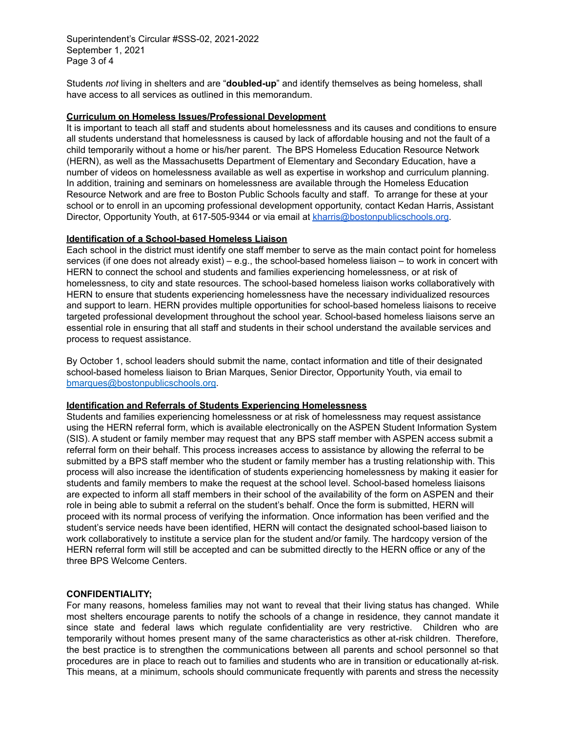Students *not* living in shelters and are "**doubled-up**" and identify themselves as being homeless, shall have access to all services as outlined in this memorandum.

**Curriculum on Homeless Issues/Professional Development**

It is important to teach all staff and students about homelessness and its causes and conditions to ensure all students understand that homelessness is caused by lack of affordable housing and not the fault of a child temporarily without a home or his/her parent. The BPS Homeless Education Resource Network (HERN), as well as the Massachusetts Department of Elementary and Secondary Education, have a number of videos on homelessness available as well as expertise in workshop and curriculum planning. In addition, training and seminars on homelessness are available through the Homeless Education Resource Network and are free to Boston Public Schools faculty and staff. To arrange for these at your school or to enroll in an upcoming professional development opportunity, contact Kedan Harris, Assistant Director, Opportunity Youth, at 617-505-9344 or via email at kharris@bostonpublicschools.org.

**Identification of a School-based Homeless Liaison**

Each school in the district must identify one staff member to serve as the main contact point for homeless services (if one does not already exist) – e.g., the school-based homeless liaison – to work in concert with HERN to connect the school and students and families experiencing homelessness, or at risk of homelessness, to city and state resources. The school-based homeless liaison works collaboratively with HERN to ensure that students experiencing homelessness have the necessary individualized resources and support to learn. HERN provides multiple opportunities for school-based homeless liaisons to receive targeted professional development throughout the school year. School-based homeless liaisons serve an essential role in ensuring that all staff and students in their school understand the available services and process to request assistance.

By October 1, school leaders should submit the name, contact information and title of their designated school-based homeless liaison to Brian Marques, Senior Director, Opportunity Youth, via email to bmarques@bostonpublicschools.org.

**Identification and Referrals of Students Experiencing Homelessness**

Students and families experiencing homelessness or at risk of homelessness may request assistance using the HERN referral form, which is available electronically on the ASPEN Student Information System (SIS). A student or family member may request that any BPS staff member with ASPEN access submit a referral form on their behalf. This process increases access to assistance by allowing the referral to be submitted by a BPS staff member who the student or family member has a trusting relationship with. This process will also increase the identification of students experiencing homelessness by making it easier for students and family members to make the request at the school level. School-based homeless liaisons are expected to inform all staff members in their school of the availability of the form on ASPEN and their role in being able to submit a referral on the student's behalf. Once the form is submitted, HERN will proceed with its normal process of verifying the information. Once information has been verified and the student's service needs have been identified, HERN will contact the designated school-based liaison to work collaboratively to institute a service plan for the student and/or family. The hardcopy version of the HERN referral form will still be accepted and can be submitted directly to the HERN office or any of the three BPS Welcome Centers.

**CONFIDENTIALITY;**

For many reasons, homeless families may not want to reveal that their living status has changed. While most shelters encourage parents to notify the schools of a change in residence, they cannot mandate it since state and federal laws which regulate confidentiality are very restrictive. Children who are temporarily without homes present many of the same characteristics as other at-risk children. Therefore, the best practice is to strengthen the communications between all parents and school personnel so that procedures are in place to reach out to families and students who are in transition or educationally at-risk. This means, at a minimum, schools should communicate frequently with parents and stress the necessity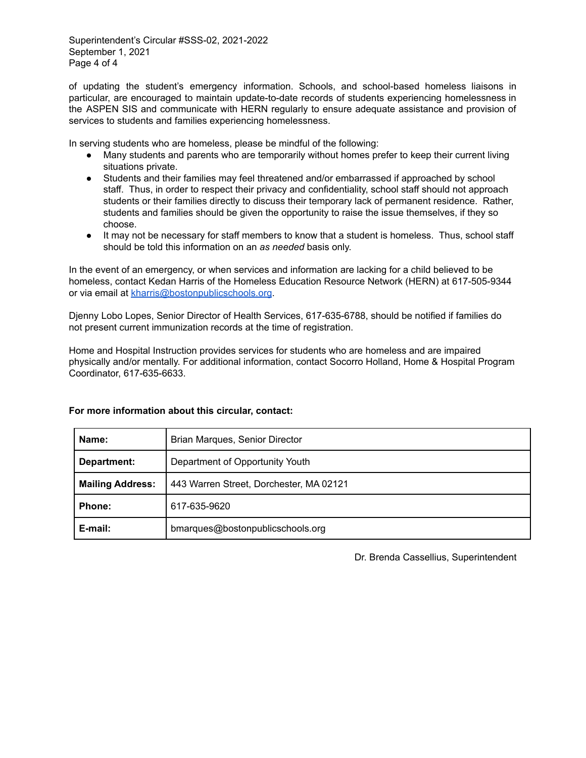of updating the student's emergency information. Schools, and school-based homeless liaisons in particular, are encouraged to maintain update-to-date records of students experiencing homelessness in the ASPEN SIS and communicate with HERN regularly to ensure adequate assistance and provision of services to students and families experiencing homelessness.

In serving students who are homeless, please be mindful of the following:

- Many students and parents who are temporarily without homes prefer to keep their current living situations private.
- Students and their families may feel threatened and/or embarrassed if approached by school staff. Thus, in order to respect their privacy and confidentiality, school staff should not approach students or their families directly to discuss their temporary lack of permanent residence. Rather, students and families should be given the opportunity to raise the issue themselves, if they so choose.
- It may not be necessary for staff members to know that a student is homeless. Thus, school staff should be told this information on an *as needed* basis only.

In the event of an emergency, or when services and information are lacking for a child believed to be homeless, contact Kedan Harris of the Homeless Education Resource Network (HERN) at 617-505-9344 or via email at kharris@bostonpublicschools.org.

Djenny Lobo Lopes, Senior Director of Health Services, 617-635-6788, should be notified if families do not present current immunization records at the time of registration.

Home and Hospital Instruction provides services for students who are homeless and are impaired physically and/or mentally. For additional information, contact Socorro Holland, Home & Hospital Program Coordinator, 617-635-6633.

**For more information about this circular, contact:**

| | |
|---|---|
| **Name:** | Brian Marques, Senior Director |
| **Department:** | Department of Opportunity Youth |
| **Mailing Address:** | 443 Warren Street, Dorchester, MA 02121 |
| **Phone:** | 617-635-9620 |
| **E-mail:** | bmarques@bostonpublicschools.org |

Dr. Brenda Cassellius, Superintendent